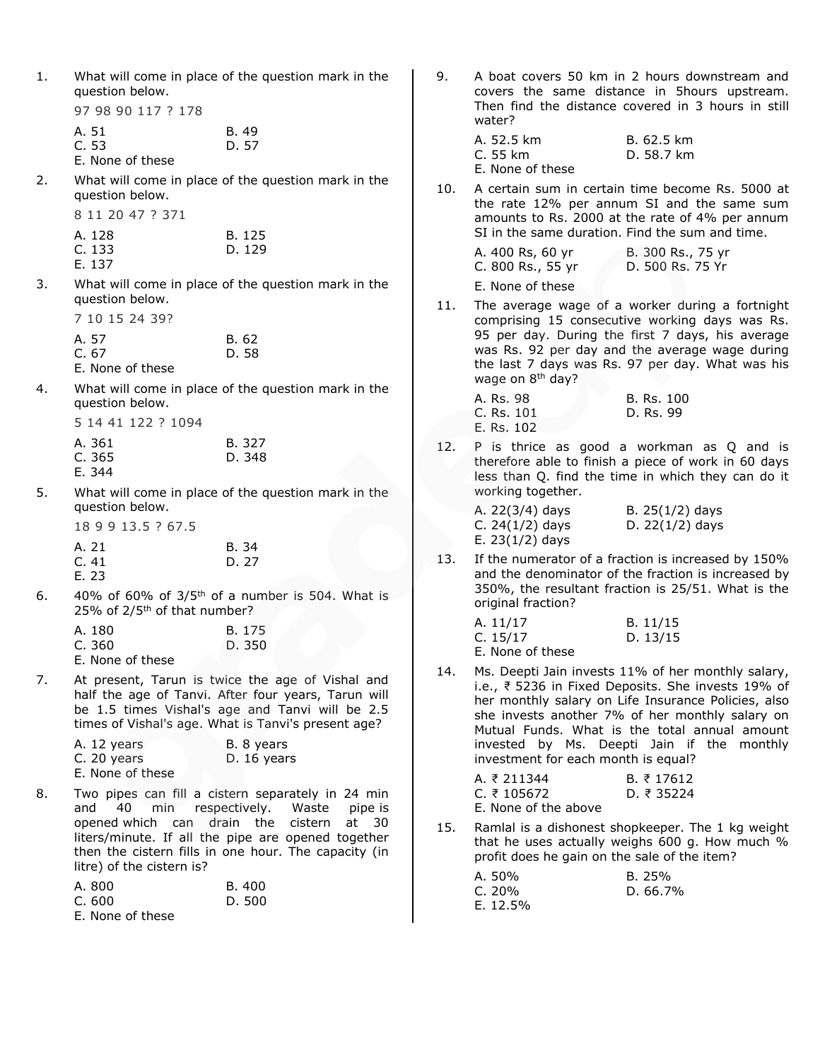1. What will come in place of the question mark in the question below.

   97 98 90 117 ? 178

   A. 51 B. 49
   C. 53 D. 57
   E. None of these

2. What will come in place of the question mark in the question below.

   8 11 20 47 ? 371

   A. 128 B. 125
   C. 133 D. 129
   E. 137

3. What will come in place of the question mark in the question below.

   7 10 15 24 39?

   A. 57 B. 62
   C. 67 D. 58
   E. None of these

4. What will come in place of the question mark in the question below.

   5 14 41 122 ? 1094

   A. 361 B. 327
   C. 365 D. 348
   E. 344

5. What will come in place of the question mark in the question below.

   18 9 9 13.5 ? 67.5

   A. 21 B. 34
   C. 41 D. 27
   E. 23

6. 40% of 60% of 3/5th of a number is 504. What is 25% of 2/5th of that number?

   A. 180 B. 175
   C. 360 D. 350
   E. None of these

7. At present, Tarun is twice the age of Vishal and half the age of Tanvi. After four years, Tarun will be 1.5 times Vishal's age and Tanvi will be 2.5 times of Vishal's age. What is Tanvi's present age?

   A. 12 years B. 8 years
   C. 20 years D. 16 years
   E. None of these

8. Two pipes can fill a cistern separately in 24 min and 40 min respectively. Waste pipe is opened which can drain the cistern at 30 liters/minute. If all the pipe are opened together then the cistern fills in one hour. The capacity (in litre) of the cistern is?

   A. 800 B. 400
   C. 600 D. 500
   E. None of these

9. A boat covers 50 km in 2 hours downstream and covers the same distance in 5hours upstream. Then find the distance covered in 3 hours in still water?

   A. 52.5 km B. 62.5 km
   C. 55 km D. 58.7 km
   E. None of these

10. A certain sum in certain time become Rs. 5000 at the rate 12% per annum SI and the same sum amounts to Rs. 2000 at the rate of 4% per annum SI in the same duration. Find the sum and time.

    A. 400 Rs, 60 yr B. 300 Rs., 75 yr
    C. 800 Rs., 55 yr D. 500 Rs. 75 Yr
    E. None of these

11. The average wage of a worker during a fortnight comprising 15 consecutive working days was Rs. 95 per day. During the first 7 days, his average was Rs. 92 per day and the average wage during the last 7 days was Rs. 97 per day. What was his wage on 8th day?

    A. Rs. 98 B. Rs. 100
    C. Rs. 101 D. Rs. 99
    E. Rs. 102

12. P is thrice as good a workman as Q and is therefore able to finish a piece of work in 60 days less than Q. find the time in which they can do it working together.

    A. 22(3/4) days B. 25(1/2) days
    C. 24(1/2) days D. 22(1/2) days
    E. 23(1/2) days

13. If the numerator of a fraction is increased by 150% and the denominator of the fraction is increased by 350%, the resultant fraction is 25/51. What is the original fraction?

    A. 11/17 B. 11/15
    C. 15/17 D. 13/15
    E. None of these

14. Ms. Deepti Jain invests 11% of her monthly salary, i.e., ₹ 5236 in Fixed Deposits. She invests 19% of her monthly salary on Life Insurance Policies, also she invests another 7% of her monthly salary on Mutual Funds. What is the total annual amount invested by Ms. Deepti Jain if the monthly investment for each month is equal?

    A. ₹ 211344 B. ₹ 17612
    C. ₹ 105672 D. ₹ 35224
    E. None of the above

15. Ramlal is a dishonest shopkeeper. The 1 kg weight that he uses actually weighs 600 g. How much % profit does he gain on the sale of the item?

    A. 50% B. 25%
    C. 20% D. 66.7%
    E. 12.5%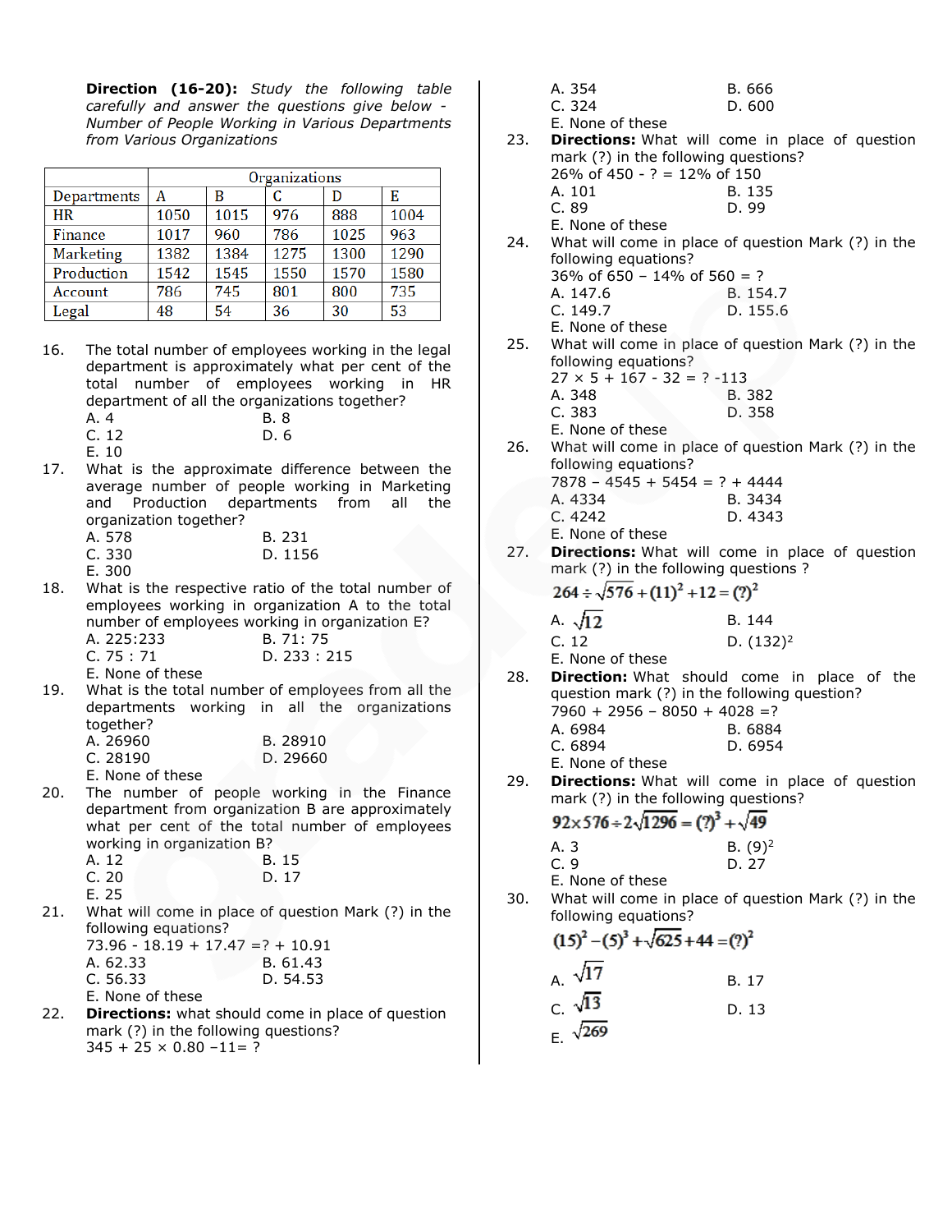**Direction (16-20):** *Study the following table carefully and answer the questions give below - Number of People Working in Various Departments from Various Organizations*

| | Organizations | | | | |
|---|---|---|---|---|---|
| Departments | A | B | C | D | E |
| HR | 1050 | 1015 | 976 | 888 | 1004 |
| Finance | 1017 | 960 | 786 | 1025 | 963 |
| Marketing | 1382 | 1384 | 1275 | 1300 | 1290 |
| Production | 1542 | 1545 | 1550 | 1570 | 1580 |
| Account | 786 | 745 | 801 | 800 | 735 |
| Legal | 48 | 54 | 36 | 30 | 53 |

16. The total number of employees working in the legal department is approximately what per cent of the total number of employees working in HR department of all the organizations together?
A. 4 B. 8
C. 12 D. 6
E. 10

17. What is the approximate difference between the average number of people working in Marketing and Production departments from all the organization together?
A. 578 B. 231
C. 330 D. 1156
E. 300

18. What is the respective ratio of the total number of employees working in organization A to the total number of employees working in organization E?
A. 225:233 B. 71: 75
C. 75 : 71 D. 233 : 215
E. None of these

19. What is the total number of employees from all the departments working in all the organizations together?
A. 26960 B. 28910
C. 28190 D. 29660
E. None of these

20. The number of people working in the Finance department from organization B are approximately what per cent of the total number of employees working in organization B?
A. 12 B. 15
C. 20 D. 17
E. 25

21. What will come in place of question Mark (?) in the following equations?
73.96 - 18.19 + 17.47 =? + 10.91
A. 62.33 B. 61.43
C. 56.33 D. 54.53
E. None of these

22. **Directions:** what should come in place of question mark (?) in the following questions?
345 + 25 × 0.80 −11= ?
A. 354 B. 666
C. 324 D. 600
E. None of these

23. **Directions:** What will come in place of question mark (?) in the following questions?
26% of 450 - ? = 12% of 150
A. 101 B. 135
C. 89 D. 99
E. None of these

24. What will come in place of question Mark (?) in the following equations?
36% of 650 – 14% of 560 = ?
A. 147.6 B. 154.7
C. 149.7 D. 155.6
E. None of these

25. What will come in place of question Mark (?) in the following equations?
27 × 5 + 167 - 32 = ? -113
A. 348 B. 382
C. 383 D. 358
E. None of these

26. What will come in place of question Mark (?) in the following equations?
7878 – 4545 + 5454 = ? + 4444
A. 4334 B. 3434
C. 4242 D. 4343
E. None of these

27. **Directions:** What will come in place of question mark (?) in the following questions ?
$$264 \div \sqrt{576} + (11)^2 + 12 = (?)^2$$
A. $\sqrt{12}$ B. 144
C. 12 D. $(132)^2$
E. None of these

28. **Direction:** What should come in place of the question mark (?) in the following question?
7960 + 2956 – 8050 + 4028 =?
A. 6984 B. 6884
C. 6894 D. 6954
E. None of these

29. **Directions:** What will come in place of question mark (?) in the following questions?
$$92 \times 576 \div 2\sqrt{1296} = (?)^3 + \sqrt{49}$$
A. 3 B. $(9)^2$
C. 9 D. 27
E. None of these

30. What will come in place of question Mark (?) in the following equations?
$$(15)^2 - (5)^3 + \sqrt{625} + 44 = (?)^2$$
A. $\sqrt{17}$ B. 17
C. $\sqrt{13}$ D. 13
E. $\sqrt{269}$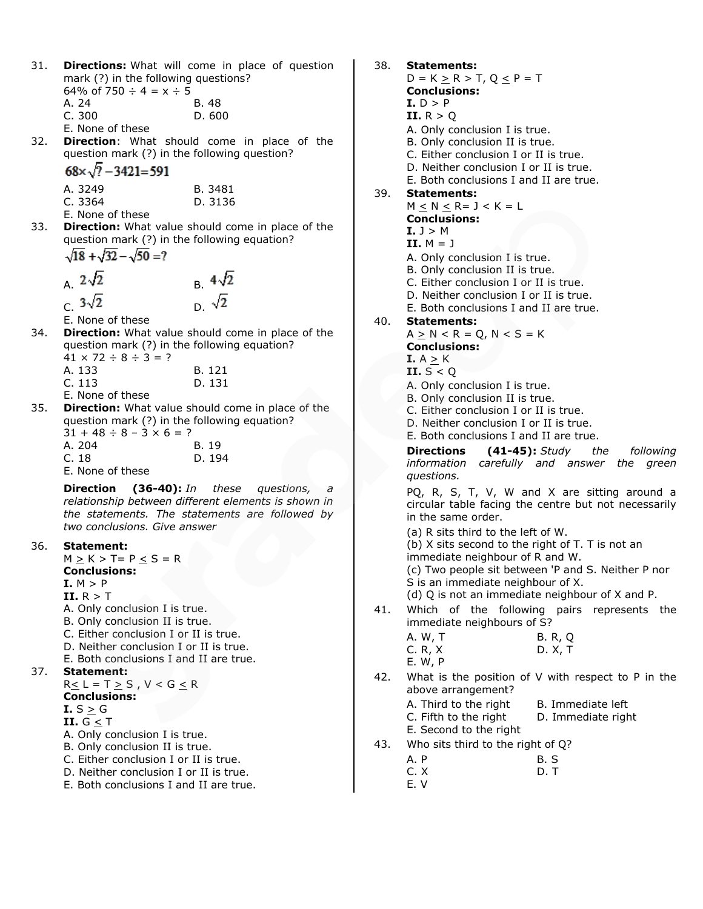31. **Directions:** What will come in place of question mark (?) in the following questions?
64% of 750 ÷ 4 = x ÷ 5
A. 24 B. 48
C. 300 D. 600
E. None of these

32. **Direction**: What should come in place of the question mark (?) in the following question?
$68\times\sqrt{?}-3421=591$
A. 3249 B. 3481
C. 3364 D. 3136
E. None of these

33. **Direction:** What value should come in place of the question mark (?) in the following equation?
$\sqrt{18}+\sqrt{32}-\sqrt{50}=?$
A. $2\sqrt{2}$ B. $4\sqrt{2}$
C. $3\sqrt{2}$ D. $\sqrt{2}$
E. None of these

34. **Direction:** What value should come in place of the question mark (?) in the following equation?
41 × 72 ÷ 8 ÷ 3 = ?
A. 133 B. 121
C. 113 D. 131
E. None of these

35. **Direction:** What value should come in place of the question mark (?) in the following equation?
31 + 48 ÷ 8 – 3 × 6 = ?
A. 204 B. 19
C. 18 D. 194
E. None of these

**Direction (36-40):** *In these questions, a relationship between different elements is shown in the statements. The statements are followed by two conclusions. Give answer*

36. **Statement:**
$M \geq K > T = P \leq S = R$
**Conclusions:**
**I.** $M > P$
**II.** $R > T$
A. Only conclusion I is true.
B. Only conclusion II is true.
C. Either conclusion I or II is true.
D. Neither conclusion I or II is true.
E. Both conclusions I and II are true.

37. **Statement:**
$R \leq L = T \geq S$ , $V < G \leq R$
**Conclusions:**
**I.** $S \geq G$
**II.** $G \leq T$
A. Only conclusion I is true.
B. Only conclusion II is true.
C. Either conclusion I or II is true.
D. Neither conclusion I or II is true.
E. Both conclusions I and II are true.

38. **Statements:**
$D = K \geq R > T$, $Q \leq P = T$
**Conclusions:**
**I.** $D > P$
**II.** $R > Q$
A. Only conclusion I is true.
B. Only conclusion II is true.
C. Either conclusion I or II is true.
D. Neither conclusion I or II is true.
E. Both conclusions I and II are true.

39. **Statements:**
$M \leq N \leq R = J < K = L$
**Conclusions:**
**I.** $J > M$
**II.** $M = J$
A. Only conclusion I is true.
B. Only conclusion II is true.
C. Either conclusion I or II is true.
D. Neither conclusion I or II is true.
E. Both conclusions I and II are true.

40. **Statements:**
$A \geq N < R = Q$, $N < S = K$
**Conclusions:**
**I.** $A \geq K$
**II.** $S < Q$
A. Only conclusion I is true.
B. Only conclusion II is true.
C. Either conclusion I or II is true.
D. Neither conclusion I or II is true.
E. Both conclusions I and II are true.

**Directions (41-45):** *Study the following information carefully and answer the green questions.*

PQ, R, S, T, V, W and X are sitting around a circular table facing the centre but not necessarily in the same order.

(a) R sits third to the left of W.
(b) X sits second to the right of T. T is not an immediate neighbour of R and W.
(c) Two people sit between 'P and S. Neither P nor S is an immediate neighbour of X.
(d) Q is not an immediate neighbour of X and P.

41. Which of the following pairs represents the immediate neighbours of S?
A. W, T B. R, Q
C. R, X D. X, T
E. W, P

42. What is the position of V with respect to P in the above arrangement?
A. Third to the right B. Immediate left
C. Fifth to the right D. Immediate right
E. Second to the right

43. Who sits third to the right of Q?
A. P B. S
C. X D. T
E. V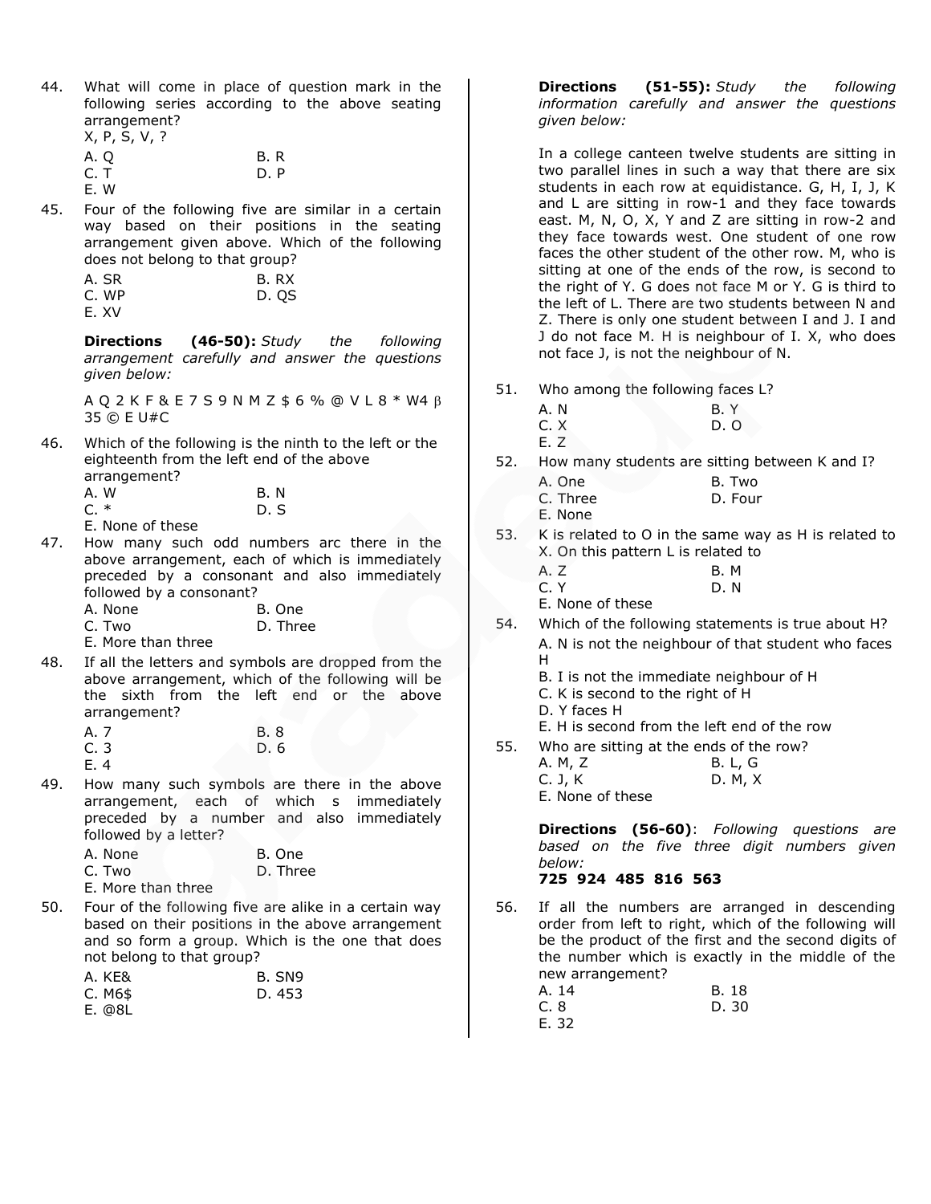44. What will come in place of question mark in the following series according to the above seating arrangement?
X, P, S, V, ?

A. Q
B. R
C. T
D. P
E. W

45. Four of the following five are similar in a certain way based on their positions in the seating arrangement given above. Which of the following does not belong to that group?

A. SR
B. RX
C. WP
D. QS
E. XV

**Directions (46-50):** *Study the following arrangement carefully and answer the questions given below:*

A Q 2 K F & E 7 S 9 N M Z $ 6 % @ V L 8 * W4 β 35 © E U#C

46. Which of the following is the ninth to the left or the eighteenth from the left end of the above arrangement?

A. W
B. N
C. *
D. S
E. None of these

47. How many such odd numbers arc there in the above arrangement, each of which is immediately preceded by a consonant and also immediately followed by a consonant?

A. None
B. One
C. Two
D. Three
E. More than three

48. If all the letters and symbols are dropped from the above arrangement, which of the following will be the sixth from the left end or the above arrangement?

A. 7
B. 8
C. 3
D. 6
E. 4

49. How many such symbols are there in the above arrangement, each of which s immediately preceded by a number and also immediately followed by a letter?

A. None
B. One
C. Two
D. Three
E. More than three

50. Four of the following five are alike in a certain way based on their positions in the above arrangement and so form a group. Which is the one that does not belong to that group?

A. KE&
B. SN9
C. M6$
D. 453
E. @8L

**Directions (51-55):** *Study the following information carefully and answer the questions given below:*

In a college canteen twelve students are sitting in two parallel lines in such a way that there are six students in each row at equidistance. G, H, I, J, K and L are sitting in row-1 and they face towards east. M, N, O, X, Y and Z are sitting in row-2 and they face towards west. One student of one row faces the other student of the other row. M, who is sitting at one of the ends of the row, is second to the right of Y. G does not face M or Y. G is third to the left of L. There are two students between N and Z. There is only one student between I and J. I and J do not face M. H is neighbour of I. X, who does not face J, is not the neighbour of N.

51. Who among the following faces L?

A. N
B. Y
C. X
D. O
E. Z

52. How many students are sitting between K and I?

A. One
B. Two
C. Three
D. Four
E. None

53. K is related to O in the same way as H is related to X. On this pattern L is related to

A. Z
B. M
C. Y
D. N
E. None of these

54. Which of the following statements is true about H?

A. N is not the neighbour of that student who faces H
B. I is not the immediate neighbour of H
C. K is second to the right of H
D. Y faces H
E. H is second from the left end of the row

55. Who are sitting at the ends of the row?

A. M, Z
B. L, G
C. J, K
D. M, X
E. None of these

**Directions (56-60)**: *Following questions are based on the five three digit numbers given below:*

**725 924 485 816 563**

56. If all the numbers are arranged in descending order from left to right, which of the following will be the product of the first and the second digits of the number which is exactly in the middle of the new arrangement?

A. 14
B. 18
C. 8
D. 30
E. 32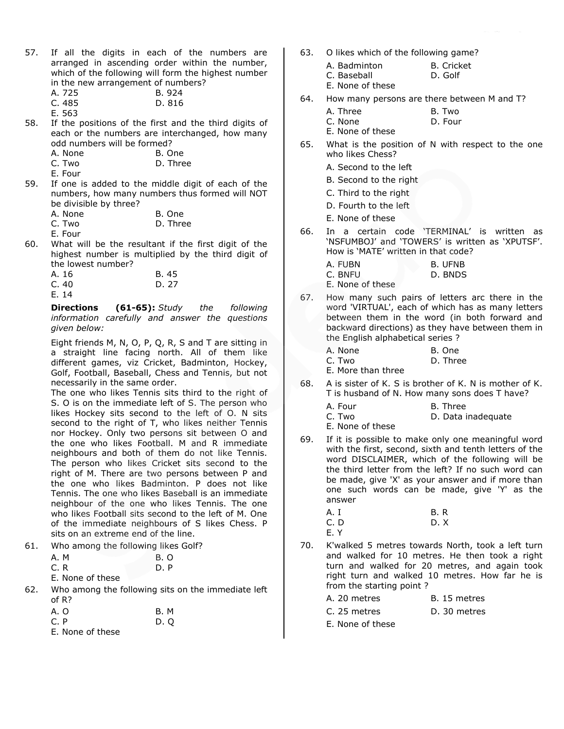57. If all the digits in each of the numbers are arranged in ascending order within the number, which of the following will form the highest number in the new arrangement of numbers?

A. 725  B. 924
C. 485  D. 816
E. 563

58. If the positions of the first and the third digits of each or the numbers are interchanged, how many odd numbers will be formed?

A. None  B. One
C. Two  D. Three
E. Four

59. If one is added to the middle digit of each of the numbers, how many numbers thus formed will NOT be divisible by three?

A. None  B. One
C. Two  D. Three
E. Four

60. What will be the resultant if the first digit of the highest number is multiplied by the third digit of the lowest number?

A. 16  B. 45
C. 40  D. 27
E. 14

**Directions (61-65):** *Study the following information carefully and answer the questions given below:*

Eight friends M, N, O, P, Q, R, S and T are sitting in a straight line facing north. All of them like different games, viz Cricket, Badminton, Hockey, Golf, Football, Baseball, Chess and Tennis, but not necessarily in the same order.
The one who likes Tennis sits third to the right of S. O is on the immediate left of S. The person who likes Hockey sits second to the left of O. N sits second to the right of T, who likes neither Tennis nor Hockey. Only two persons sit between O and the one who likes Football. M and R immediate neighbours and both of them do not like Tennis. The person who likes Cricket sits second to the right of M. There are two persons between P and the one who likes Badminton. P does not like Tennis. The one who likes Baseball is an immediate neighbour of the one who likes Tennis. The one who likes Football sits second to the left of M. One of the immediate neighbours of S likes Chess. P sits on an extreme end of the line.

61. Who among the following likes Golf?

A. M  B. O
C. R  D. P
E. None of these

62. Who among the following sits on the immediate left of R?

A. O  B. M
C. P  D. Q
E. None of these

63. O likes which of the following game?

A. Badminton  B. Cricket
C. Baseball  D. Golf
E. None of these

64. How many persons are there between M and T?

A. Three  B. Two
C. None  D. Four
E. None of these

65. What is the position of N with respect to the one who likes Chess?

A. Second to the left
B. Second to the right
C. Third to the right
D. Fourth to the left
E. None of these

66. In a certain code 'TERMINAL' is written as 'NSFUMBOJ' and 'TOWERS' is written as 'XPUTSF'. How is 'MATE' written in that code?

A. FUBN  B. UFNB
C. BNFU  D. BNDS
E. None of these

67. How many such pairs of letters arc there in the word 'VIRTUAL', each of which has as many letters between them in the word (in both forward and backward directions) as they have between them in the English alphabetical series ?

A. None  B. One
C. Two  D. Three
E. More than three

68. A is sister of K. S is brother of K. N is mother of K. T is husband of N. How many sons does T have?

A. Four  B. Three
C. Two  D. Data inadequate
E. None of these

69. If it is possible to make only one meaningful word with the first, second, sixth and tenth letters of the word DISCLAIMER, which of the following will be the third letter from the left? If no such word can be made, give 'X' as your answer and if more than one such words can be made, give 'Y' as the answer

A. I  B. R
C. D  D. X
E. Y

70. K'walked 5 metres towards North, took a left turn and walked for 10 metres. He then took a right turn and walked for 20 metres, and again took right turn and walked 10 metres. How far he is from the starting point ?

A. 20 metres  B. 15 metres
C. 25 metres  D. 30 metres
E. None of these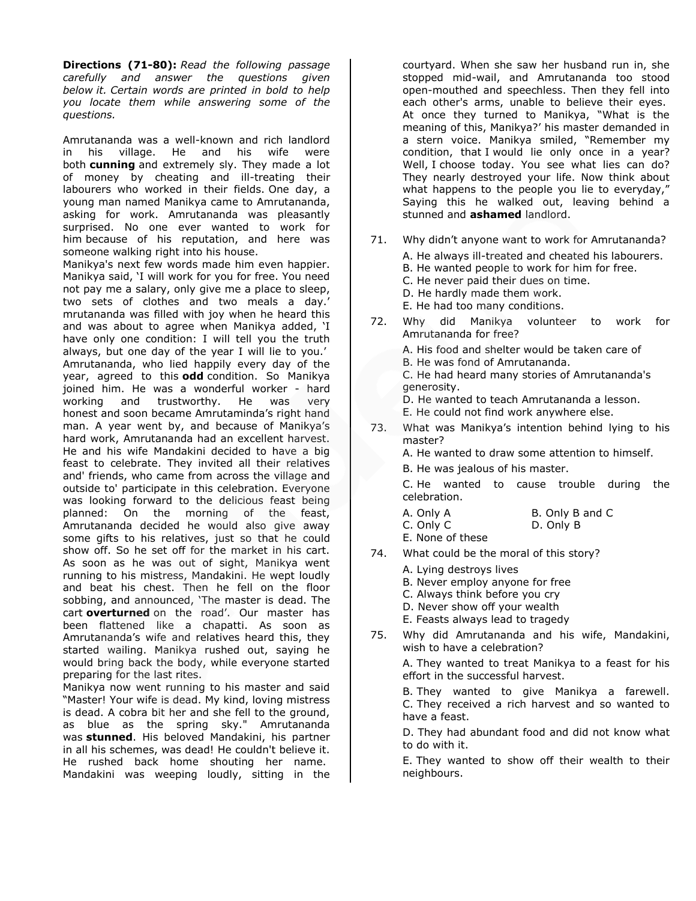**Directions (71-80):** *Read the following passage carefully and answer the questions given below it. Certain words are printed in bold to help you locate them while answering some of the questions.*

Amrutananda was a well-known and rich landlord in his village. He and his wife were both **cunning** and extremely sly. They made a lot of money by cheating and ill-treating their labourers who worked in their fields. One day, a young man named Manikya came to Amrutananda, asking for work. Amrutananda was pleasantly surprised. No one ever wanted to work for him because of his reputation, and here was someone walking right into his house.

Manikya's next few words made him even happier. Manikya said, 'I will work for you for free. You need not pay me a salary, only give me a place to sleep, two sets of clothes and two meals a day.' mrutananda was filled with joy when he heard this and was about to agree when Manikya added, 'I have only one condition: I will tell you the truth always, but one day of the year I will lie to you.' Amrutananda, who lied happily every day of the year, agreed to this **odd** condition. So Manikya joined him. He was a wonderful worker - hard working and trustworthy. He was very honest and soon became Amrutaminda's right hand man. A year went by, and because of Manikya's hard work, Amrutananda had an excellent harvest. He and his wife Mandakini decided to have a big feast to celebrate. They invited all their relatives and' friends, who came from across the village and outside to' participate in this celebration. Everyone was looking forward to the delicious feast being planned: On the morning of the feast, Amrutananda decided he would also give away some gifts to his relatives, just so that he could show off. So he set off for the market in his cart. As soon as he was out of sight, Manikya went running to his mistress, Mandakini. He wept loudly and beat his chest. Then he fell on the floor sobbing, and announced, 'The master is dead. The cart **overturned** on the road'. Our master has been flattened like a chapatti. As soon as Amrutananda's wife and relatives heard this, they started wailing. Manikya rushed out, saying he would bring back the body, while everyone started preparing for the last rites.

Manikya now went running to his master and said "Master! Your wife is dead. My kind, loving mistress is dead. A cobra bit her and she fell to the ground, as blue as the spring sky." Amrutananda was **stunned**. His beloved Mandakini, his partner in all his schemes, was dead! He couldn't believe it. He rushed back home shouting her name. Mandakini was weeping loudly, sitting in the courtyard. When she saw her husband run in, she stopped mid-wail, and Amrutananda too stood open-mouthed and speechless. Then they fell into each other's arms, unable to believe their eyes. At once they turned to Manikya, "What is the meaning of this, Manikya?' his master demanded in a stern voice. Manikya smiled, "Remember my condition, that I would lie only once in a year? Well, I choose today. You see what lies can do? They nearly destroyed your life. Now think about what happens to the people you lie to everyday," Saying this he walked out, leaving behind a stunned and **ashamed** landlord.

71. Why didn't anyone want to work for Amrutananda?
   A. He always ill-treated and cheated his labourers.
   B. He wanted people to work for him for free.
   C. He never paid their dues on time.
   D. He hardly made them work.
   E. He had too many conditions.

72. Why did Manikya volunteer to work for Amrutananda for free?
   A. His food and shelter would be taken care of
   B. He was fond of Amrutananda.
   C. He had heard many stories of Amrutananda's generosity.
   D. He wanted to teach Amrutananda a lesson.
   E. He could not find work anywhere else.

73. What was Manikya's intention behind lying to his master?
   A. He wanted to draw some attention to himself.
   B. He was jealous of his master.
   C. He wanted to cause trouble during the celebration.

   A. Only A
   B. Only B and C
   C. Only C
   D. Only B
   E. None of these

74. What could be the moral of this story?
   A. Lying destroys lives
   B. Never employ anyone for free
   C. Always think before you cry
   D. Never show off your wealth
   E. Feasts always lead to tragedy

75. Why did Amrutananda and his wife, Mandakini, wish to have a celebration?
   A. They wanted to treat Manikya to a feast for his effort in the successful harvest.
   B. They wanted to give Manikya a farewell.
   C. They received a rich harvest and so wanted to have a feast.
   D. They had abundant food and did not know what to do with it.
   E. They wanted to show off their wealth to their neighbours.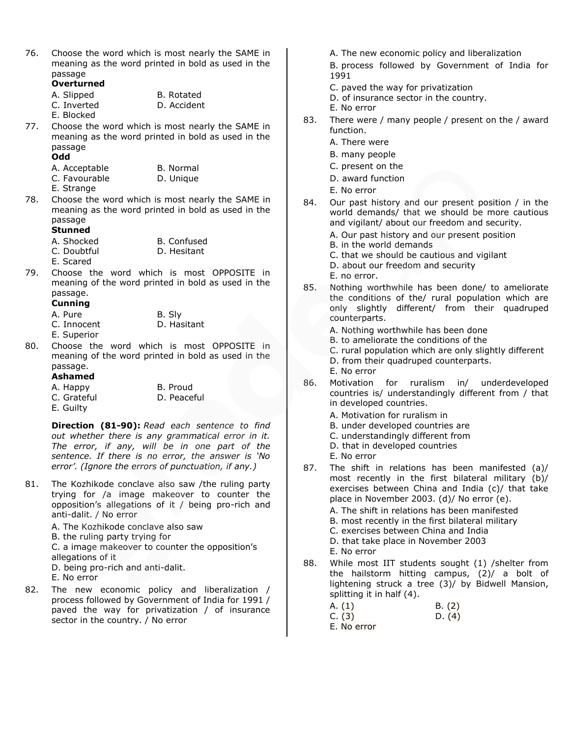76. Choose the word which is most nearly the SAME in meaning as the word printed in bold as used in the passage
**Overturned**
A. Slipped B. Rotated
C. Inverted D. Accident
E. Blocked

77. Choose the word which is most nearly the SAME in meaning as the word printed in bold as used in the passage
**Odd**
A. Acceptable B. Normal
C. Favourable D. Unique
E. Strange

78. Choose the word which is most nearly the SAME in meaning as the word printed in bold as used in the passage
**Stunned**
A. Shocked B. Confused
C. Doubtful D. Hesitant
E. Scared

79. Choose the word which is most OPPOSITE in meaning of the word printed in bold as used in the passage.
**Cunning**
A. Pure B. Sly
C. Innocent D. Hasitant
E. Superior

80. Choose the word which is most OPPOSITE in meaning of the word printed in bold as used in the passage.
**Ashamed**
A. Happy B. Proud
C. Grateful D. Peaceful
E. Guilty

**Direction (81-90):** *Read each sentence to find out whether there is any grammatical error in it. The error, if any, will be in one part of the sentence. If there is no error, the answer is 'No error'. (Ignore the errors of punctuation, if any.)*

81. The Kozhikode conclave also saw /the ruling party trying for /a image makeover to counter the opposition's allegations of it / being pro-rich and anti-dalit. / No error
A. The Kozhikode conclave also saw
B. the ruling party trying for
C. a image makeover to counter the opposition's allegations of it
D. being pro-rich and anti-dalit.
E. No error

82. The new economic policy and liberalization / process followed by Government of India for 1991 / paved the way for privatization / of insurance sector in the country. / No error
A. The new economic policy and liberalization
B. process followed by Government of India for 1991
C. paved the way for privatization
D. of insurance sector in the country.
E. No error

83. There were / many people / present on the / award function.
A. There were
B. many people
C. present on the
D. award function
E. No error

84. Our past history and our present position / in the world demands/ that we should be more cautious and vigilant/ about our freedom and security.
A. Our past history and our present position
B. in the world demands
C. that we should be cautious and vigilant
D. about our freedom and security
E. no error.

85. Nothing worthwhile has been done/ to ameliorate the conditions of the/ rural population which are only slightly different/ from their quadruped counterparts.
A. Nothing worthwhile has been done
B. to ameliorate the conditions of the
C. rural population which are only slightly different
D. from their quadruped counterparts.
E. No error

86. Motivation for ruralism in/ underdeveloped countries is/ understandingly different from / that in developed countries.
A. Motivation for ruralism in
B. under developed countries are
C. understandingly different from
D. that in developed countries
E. No error

87. The shift in relations has been manifested (a)/ most recently in the first bilateral military (b)/ exercises between China and India (c)/ that take place in November 2003. (d)/ No error (e).
A. The shift in relations has been manifested
B. most recently in the first bilateral military
C. exercises between China and India
D. that take place in November 2003
E. No error

88. While most IIT students sought (1) /shelter from the hailstorm hitting campus, (2)/ a bolt of lightening struck a tree (3)/ by Bidwell Mansion, splitting it in half (4).
A. (1) B. (2)
C. (3) D. (4)
E. No error